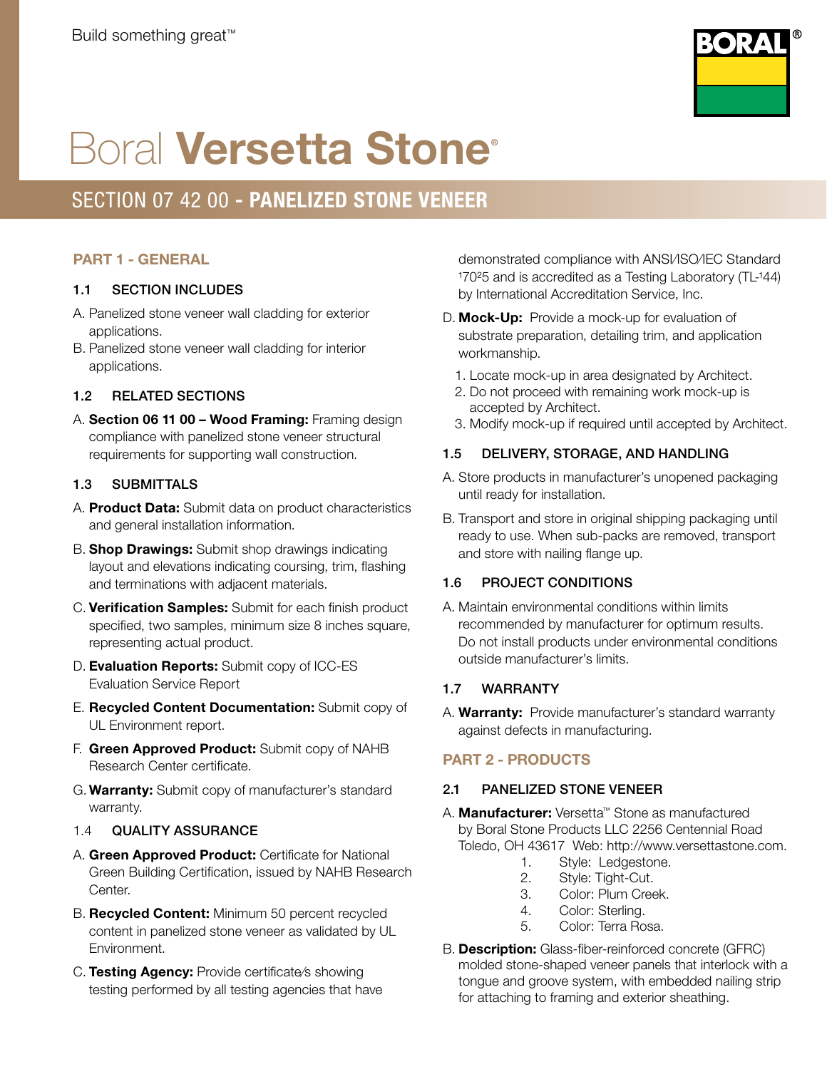Build something great™

# Boral **Versetta Stone**®

## SECTION 07 42 00 - **PANELIZED STONE VENEER**

### PART 1 - GENERAL

#### 1.1 SECTION INCLUDES

A. Panelized stone veneer wall cladding for exterior applications.

B. Panelized stone veneer wall cladding for interior applications.

#### 1.2 RELATED SECTIONS

A. **Section 06 11 00 – Wood Framing:** Framing design compliance with panelized stone veneer structural requirements for supporting wall construction.

#### 1.3 SUBMITTALS

A. **Product Data:** Submit data on product characteristics and general installation information.

B. **Shop Drawings:** Submit shop drawings indicating layout and elevations indicating coursing, trim, flashing and terminations with adjacent materials.

C. **Verification Samples:** Submit for each finish product specified, two samples, minimum size 8 inches square, representing actual product.

D. **Evaluation Reports:** Submit copy of ICC-ES Evaluation Service Report

E. **Recycled Content Documentation:** Submit copy of UL Environment report.

F. **Green Approved Product:** Submit copy of NAHB Research Center certificate.

G. **Warranty:** Submit copy of manufacturer's standard warranty.

#### 1.4 QUALITY ASSURANCE

A. **Green Approved Product:** Certificate for National Green Building Certification, issued by NAHB Research Center.

B. **Recycled Content:** Minimum 50 percent recycled content in panelized stone veneer as validated by UL Environment.

C. **Testing Agency:** Provide certificate/s showing testing performed by all testing agencies that have demonstrated compliance with ANSI/ISO/IEC Standard 17025 and is accredited as a Testing Laboratory (TL-144) by International Accreditation Service, Inc.

D. **Mock-Up:** Provide a mock-up for evaluation of substrate preparation, detailing trim, and application workmanship.

1. Locate mock-up in area designated by Architect.
2. Do not proceed with remaining work mock-up is accepted by Architect.
3. Modify mock-up if required until accepted by Architect.

#### 1.5 DELIVERY, STORAGE, AND HANDLING

A. Store products in manufacturer's unopened packaging until ready for installation.

B. Transport and store in original shipping packaging until ready to use. When sub-packs are removed, transport and store with nailing flange up.

#### 1.6 PROJECT CONDITIONS

A. Maintain environmental conditions within limits recommended by manufacturer for optimum results. Do not install products under environmental conditions outside manufacturer's limits.

#### 1.7 WARRANTY

A. **Warranty:** Provide manufacturer's standard warranty against defects in manufacturing.

### PART 2 - PRODUCTS

#### 2.1 PANELIZED STONE VENEER

A. **Manufacturer:** Versetta™ Stone as manufactured by Boral Stone Products LLC 2256 Centennial Road Toledo, OH 43617 Web: http://www.versettastone.com.

1. Style: Ledgestone.
2. Style: Tight-Cut.
3. Color: Plum Creek.
4. Color: Sterling.
5. Color: Terra Rosa.

B. **Description:** Glass-fiber-reinforced concrete (GFRC) molded stone-shaped veneer panels that interlock with a tongue and groove system, with embedded nailing strip for attaching to framing and exterior sheathing.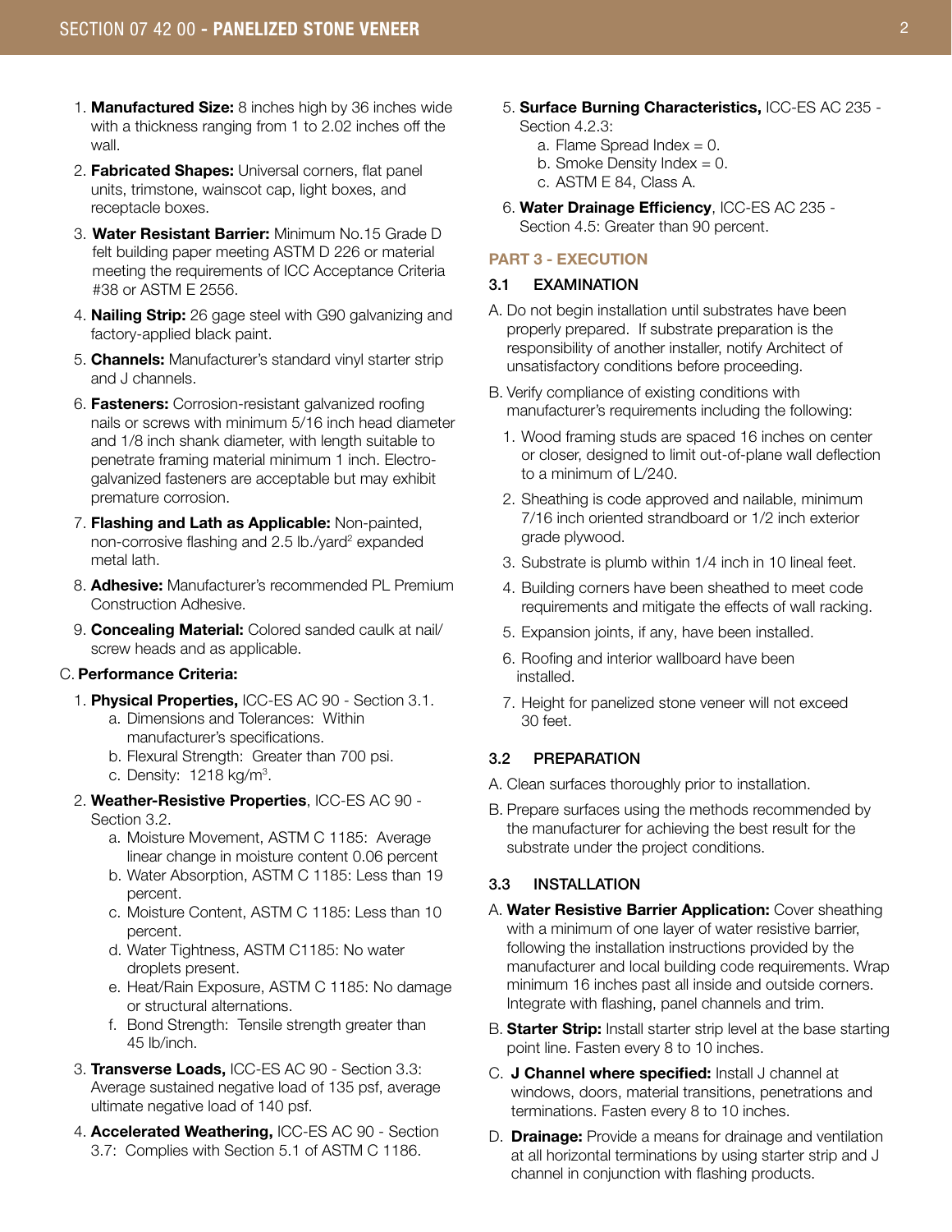1. **Manufactured Size:** 8 inches high by 36 inches wide with a thickness ranging from 1 to 2.02 inches off the wall.
2. **Fabricated Shapes:** Universal corners, flat panel units, trimstone, wainscot cap, light boxes, and receptacle boxes.
3. **Water Resistant Barrier:** Minimum No.15 Grade D felt building paper meeting ASTM D 226 or material meeting the requirements of ICC Acceptance Criteria #38 or ASTM E 2556.
4. **Nailing Strip:** 26 gage steel with G90 galvanizing and factory-applied black paint.
5. **Channels:** Manufacturer's standard vinyl starter strip and J channels.
6. **Fasteners:** Corrosion-resistant galvanized roofing nails or screws with minimum 5/16 inch head diameter and 1/8 inch shank diameter, with length suitable to penetrate framing material minimum 1 inch. Electro-galvanized fasteners are acceptable but may exhibit premature corrosion.
7. **Flashing and Lath as Applicable:** Non-painted, non-corrosive flashing and 2.5 lb./yard$^2$ expanded metal lath.
8. **Adhesive:** Manufacturer's recommended PL Premium Construction Adhesive.
9. **Concealing Material:** Colored sanded caulk at nail/screw heads and as applicable.

C. **Performance Criteria:**

1. **Physical Properties,** ICC-ES AC 90 - Section 3.1.
   a. Dimensions and Tolerances: Within manufacturer's specifications.
   b. Flexural Strength: Greater than 700 psi.
   c. Density: 1218 kg/m$^3$.
2. **Weather-Resistive Properties**, ICC-ES AC 90 - Section 3.2.
   a. Moisture Movement, ASTM C 1185: Average linear change in moisture content 0.06 percent
   b. Water Absorption, ASTM C 1185: Less than 19 percent.
   c. Moisture Content, ASTM C 1185: Less than 10 percent.
   d. Water Tightness, ASTM C1185: No water droplets present.
   e. Heat/Rain Exposure, ASTM C 1185: No damage or structural alternations.
   f. Bond Strength: Tensile strength greater than 45 lb/inch.
3. **Transverse Loads,** ICC-ES AC 90 - Section 3.3: Average sustained negative load of 135 psf, average ultimate negative load of 140 psf.
4. **Accelerated Weathering,** ICC-ES AC 90 - Section 3.7: Complies with Section 5.1 of ASTM C 1186.
5. **Surface Burning Characteristics,** ICC-ES AC 235 - Section 4.2.3:
   a. Flame Spread Index = 0.
   b. Smoke Density Index = 0.
   c. ASTM E 84, Class A.
6. **Water Drainage Efficiency**, ICC-ES AC 235 - Section 4.5: Greater than 90 percent.

## PART 3 - EXECUTION

### 3.1 EXAMINATION

A. Do not begin installation until substrates have been properly prepared. If substrate preparation is the responsibility of another installer, notify Architect of unsatisfactory conditions before proceeding.

B. Verify compliance of existing conditions with manufacturer's requirements including the following:

1. Wood framing studs are spaced 16 inches on center or closer, designed to limit out-of-plane wall deflection to a minimum of L/240.
2. Sheathing is code approved and nailable, minimum 7/16 inch oriented strandboard or 1/2 inch exterior grade plywood.
3. Substrate is plumb within 1/4 inch in 10 lineal feet.
4. Building corners have been sheathed to meet code requirements and mitigate the effects of wall racking.
5. Expansion joints, if any, have been installed.
6. Roofing and interior wallboard have been installed.
7. Height for panelized stone veneer will not exceed 30 feet.

### 3.2 PREPARATION

A. Clean surfaces thoroughly prior to installation.

B. Prepare surfaces using the methods recommended by the manufacturer for achieving the best result for the substrate under the project conditions.

### 3.3 INSTALLATION

A. **Water Resistive Barrier Application:** Cover sheathing with a minimum of one layer of water resistive barrier, following the installation instructions provided by the manufacturer and local building code requirements. Wrap minimum 16 inches past all inside and outside corners. Integrate with flashing, panel channels and trim.

B. **Starter Strip:** Install starter strip level at the base starting point line. Fasten every 8 to 10 inches.

C. **J Channel where specified:** Install J channel at windows, doors, material transitions, penetrations and terminations. Fasten every 8 to 10 inches.

D. **Drainage:** Provide a means for drainage and ventilation at all horizontal terminations by using starter strip and J channel in conjunction with flashing products.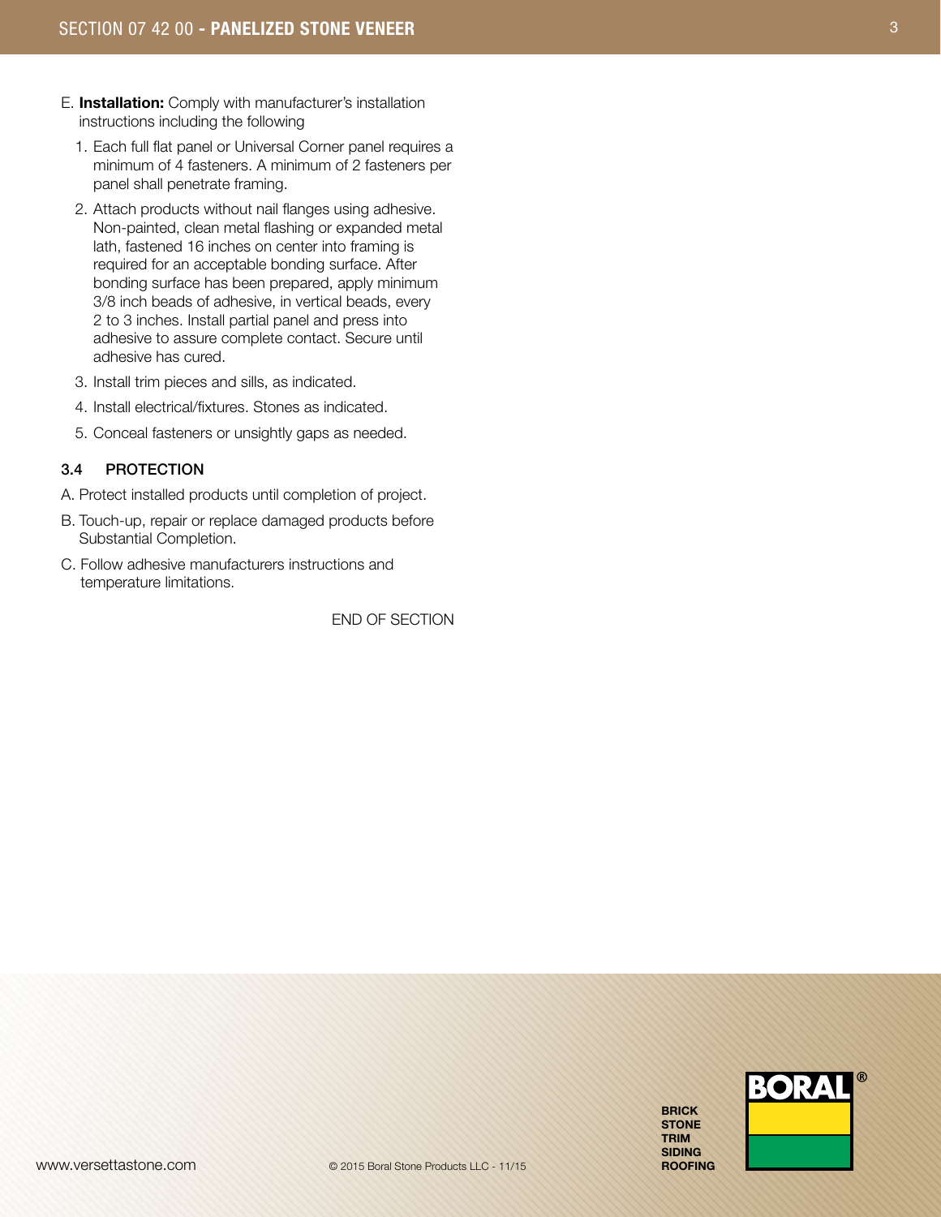E. **Installation:** Comply with manufacturer's installation instructions including the following

1. Each full flat panel or Universal Corner panel requires a minimum of 4 fasteners. A minimum of 2 fasteners per panel shall penetrate framing.
2. Attach products without nail flanges using adhesive. Non-painted, clean metal flashing or expanded metal lath, fastened 16 inches on center into framing is required for an acceptable bonding surface. After bonding surface has been prepared, apply minimum 3/8 inch beads of adhesive, in vertical beads, every 2 to 3 inches. Install partial panel and press into adhesive to assure complete contact. Secure until adhesive has cured.
3. Install trim pieces and sills, as indicated.
4. Install electrical/fixtures. Stones as indicated.
5. Conceal fasteners or unsightly gaps as needed.

### 3.4 PROTECTION

A. Protect installed products until completion of project.

B. Touch-up, repair or replace damaged products before Substantial Completion.

C. Follow adhesive manufacturers instructions and temperature limitations.

END OF SECTION

www.versettastone.com

© 2015 Boral Stone Products LLC - 11/15

BRICK
STONE
TRIM
SIDING
ROOFING

BORAL®